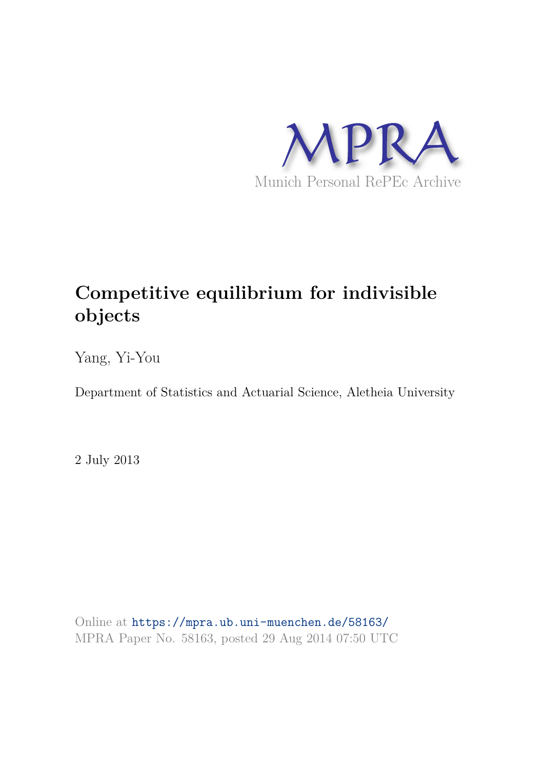MPRA

Munich Personal RePEc Archive

# Competitive equilibrium for indivisible objects

Yang, Yi-You

Department of Statistics and Actuarial Science, Aletheia University

2 July 2013

Online at https://mpra.ub.uni-muenchen.de/58163/
MPRA Paper No. 58163, posted 29 Aug 2014 07:50 UTC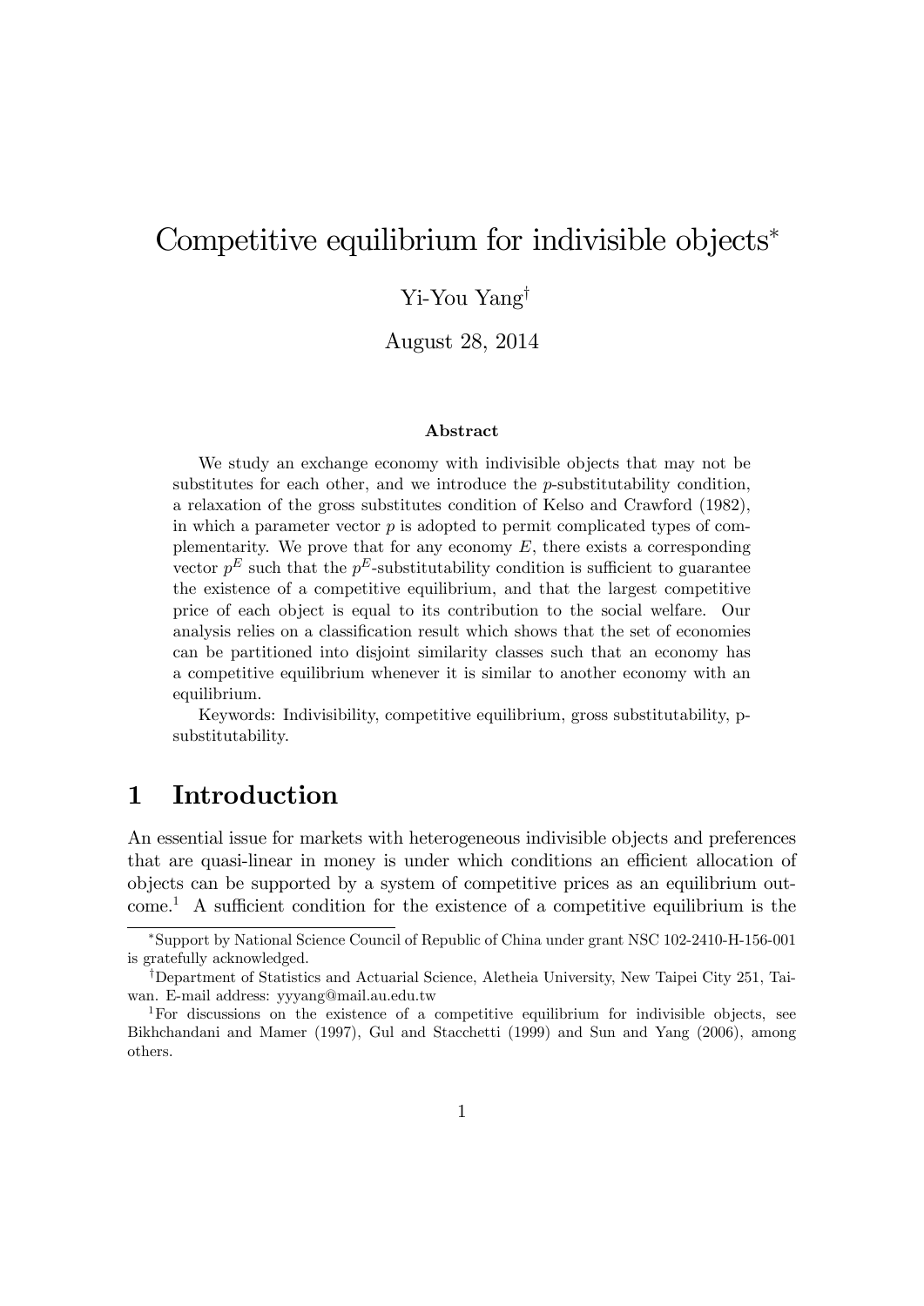# Competitive equilibrium for indivisible objects[*]

Yi-You Yang[†]

August 28, 2014

### Abstract

We study an exchange economy with indivisible objects that may not be substitutes for each other, and we introduce the $p$-substitutability condition, a relaxation of the gross substitutes condition of Kelso and Crawford (1982), in which a parameter vector $p$ is adopted to permit complicated types of complementarity. We prove that for any economy $E$, there exists a corresponding vector $p^E$ such that the $p^E$-substitutability condition is sufficient to guarantee the existence of a competitive equilibrium, and that the largest competitive price of each object is equal to its contribution to the social welfare. Our analysis relies on a classification result which shows that the set of economies can be partitioned into disjoint similarity classes such that an economy has a competitive equilibrium whenever it is similar to another economy with an equilibrium.

Keywords: Indivisibility, competitive equilibrium, gross substitutability, p-substitutability.

## 1 Introduction

An essential issue for markets with heterogeneous indivisible objects and preferences that are quasi-linear in money is under which conditions an efficient allocation of objects can be supported by a system of competitive prices as an equilibrium outcome.[1] A sufficient condition for the existence of a competitive equilibrium is the

---

[*] Support by National Science Council of Republic of China under grant NSC 102-2410-H-156-001 is gratefully acknowledged.

[†] Department of Statistics and Actuarial Science, Aletheia University, New Taipei City 251, Taiwan. E-mail address: yyyang@mail.au.edu.tw

[1] For discussions on the existence of a competitive equilibrium for indivisible objects, see Bikhchandani and Mamer (1997), Gul and Stacchetti (1999) and Sun and Yang (2006), among others.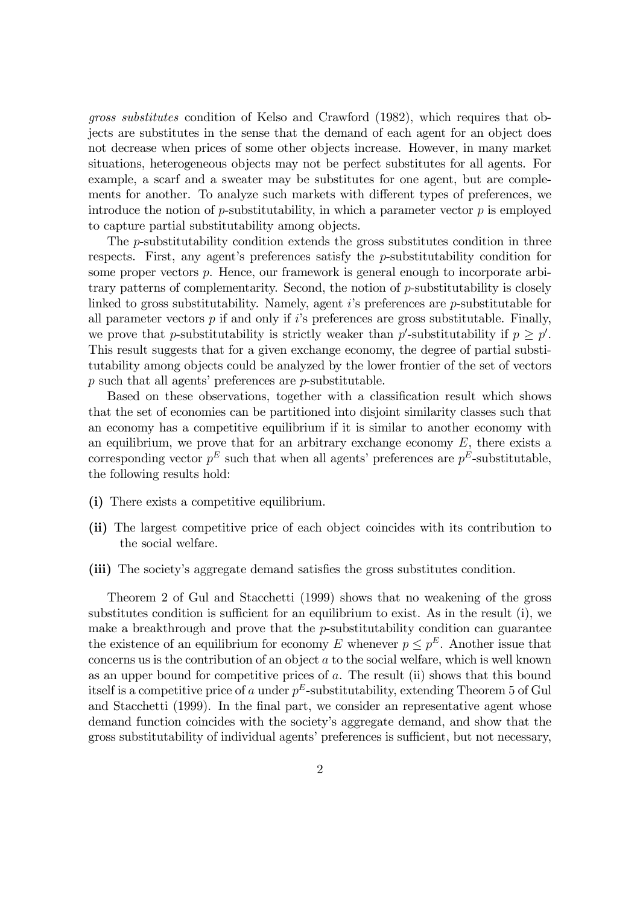*gross substitutes* condition of Kelso and Crawford (1982), which requires that objects are substitutes in the sense that the demand of each agent for an object does not decrease when prices of some other objects increase. However, in many market situations, heterogeneous objects may not be perfect substitutes for all agents. For example, a scarf and a sweater may be substitutes for one agent, but are complements for another. To analyze such markets with different types of preferences, we introduce the notion of $p$-substitutability, in which a parameter vector $p$ is employed to capture partial substitutability among objects.

The $p$-substitutability condition extends the gross substitutes condition in three respects. First, any agent's preferences satisfy the $p$-substitutability condition for some proper vectors $p$. Hence, our framework is general enough to incorporate arbitrary patterns of complementarity. Second, the notion of $p$-substitutability is closely linked to gross substitutability. Namely, agent $i$'s preferences are $p$-substitutable for all parameter vectors $p$ if and only if $i$'s preferences are gross substitutable. Finally, we prove that $p$-substitutability is strictly weaker than $p'$-substitutability if $p \geq p'$. This result suggests that for a given exchange economy, the degree of partial substitutability among objects could be analyzed by the lower frontier of the set of vectors $p$ such that all agents' preferences are $p$-substitutable.

Based on these observations, together with a classification result which shows that the set of economies can be partitioned into disjoint similarity classes such that an economy has a competitive equilibrium if it is similar to another economy with an equilibrium, we prove that for an arbitrary exchange economy $E$, there exists a corresponding vector $p^E$ such that when all agents' preferences are $p^E$-substitutable, the following results hold:

**(i)** There exists a competitive equilibrium.

**(ii)** The largest competitive price of each object coincides with its contribution to the social welfare.

**(iii)** The society's aggregate demand satisfies the gross substitutes condition.

Theorem 2 of Gul and Stacchetti (1999) shows that no weakening of the gross substitutes condition is sufficient for an equilibrium to exist. As in the result (i), we make a breakthrough and prove that the $p$-substitutability condition can guarantee the existence of an equilibrium for economy $E$ whenever $p \leq p^E$. Another issue that concerns us is the contribution of an object $a$ to the social welfare, which is well known as an upper bound for competitive prices of $a$. The result (ii) shows that this bound itself is a competitive price of $a$ under $p^E$-substitutability, extending Theorem 5 of Gul and Stacchetti (1999). In the final part, we consider an representative agent whose demand function coincides with the society's aggregate demand, and show that the gross substitutability of individual agents' preferences is sufficient, but not necessary,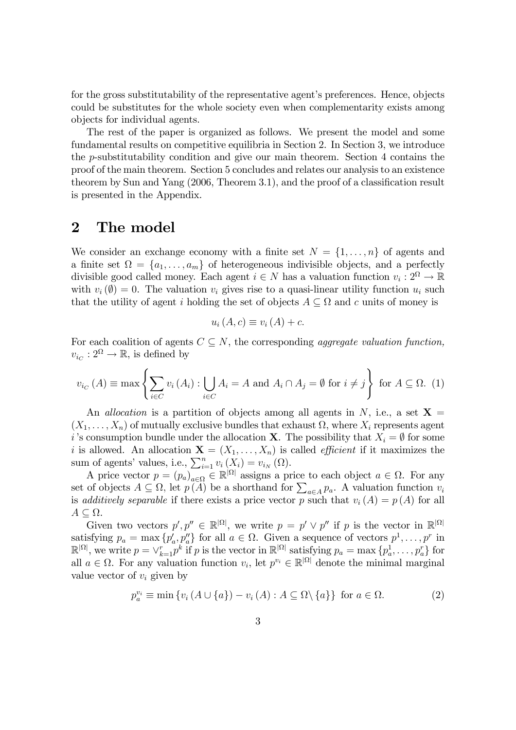for the gross substitutability of the representative agent's preferences. Hence, objects could be substitutes for the whole society even when complementarity exists among objects for individual agents.

The rest of the paper is organized as follows. We present the model and some fundamental results on competitive equilibria in Section 2. In Section 3, we introduce the $p$-substitutability condition and give our main theorem. Section 4 contains the proof of the main theorem. Section 5 concludes and relates our analysis to an existence theorem by Sun and Yang (2006, Theorem 3.1), and the proof of a classification result is presented in the Appendix.

## 2 The model

We consider an exchange economy with a finite set $N = \{1, \ldots, n\}$ of agents and a finite set $\Omega = \{a_1, \ldots, a_m\}$ of heterogeneous indivisible objects, and a perfectly divisible good called money. Each agent $i \in N$ has a valuation function $v_i : 2^\Omega \to \mathbb{R}$ with $v_i(\emptyset) = 0$. The valuation $v_i$ gives rise to a quasi-linear utility function $u_i$ such that the utility of agent $i$ holding the set of objects $A \subseteq \Omega$ and $c$ units of money is

$$u_i(A, c) \equiv v_i(A) + c.$$

For each coalition of agents $C \subseteq N$, the corresponding *aggregate valuation function,* $v_{i_C} : 2^\Omega \to \mathbb{R}$, is defined by

$$v_{i_C}(A) \equiv \max \left\{ \sum_{i \in C} v_i(A_i) : \bigcup_{i \in C} A_i = A \text{ and } A_i \cap A_j = \emptyset \text{ for } i \neq j \right\} \text{ for } A \subseteq \Omega. \quad (1)$$

An *allocation* is a partition of objects among all agents in $N$, i.e., a set $\mathbf{X} = (X_1, \ldots, X_n)$ of mutually exclusive bundles that exhaust $\Omega$, where $X_i$ represents agent $i$'s consumption bundle under the allocation $\mathbf{X}$. The possibility that $X_i = \emptyset$ for some $i$ is allowed. An allocation $\mathbf{X} = (X_1, \ldots, X_n)$ is called *efficient* if it maximizes the sum of agents' values, i.e., $\sum_{i=1}^n v_i(X_i) = v_{i_N}(\Omega)$.

A price vector $p = (p_a)_{a \in \Omega} \in \mathbb{R}^{|\Omega|}$ assigns a price to each object $a \in \Omega$. For any set of objects $A \subseteq \Omega$, let $p(A)$ be a shorthand for $\sum_{a \in A} p_a$. A valuation function $v_i$ is *additively separable* if there exists a price vector $p$ such that $v_i(A) = p(A)$ for all $A \subseteq \Omega$.

Given two vectors $p', p'' \in \mathbb{R}^{|\Omega|}$, we write $p = p' \vee p''$ if $p$ is the vector in $\mathbb{R}^{|\Omega|}$ satisfying $p_a = \max\{p'_a, p''_a\}$ for all $a \in \Omega$. Given a sequence of vectors $p^1, \ldots, p^r$ in $\mathbb{R}^{|\Omega|}$, we write $p = \vee_{k=1}^r p^k$ if $p$ is the vector in $\mathbb{R}^{|\Omega|}$ satisfying $p_a = \max\{p_a^1, \ldots, p_a^r\}$ for all $a \in \Omega$. For any valuation function $v_i$, let $p^{v_i} \in \mathbb{R}^{|\Omega|}$ denote the minimal marginal value vector of $v_i$ given by

$$p_a^{v_i} \equiv \min \{ v_i(A \cup \{a\}) - v_i(A) : A \subseteq \Omega \setminus \{a\} \} \text{ for } a \in \Omega. \quad (2)$$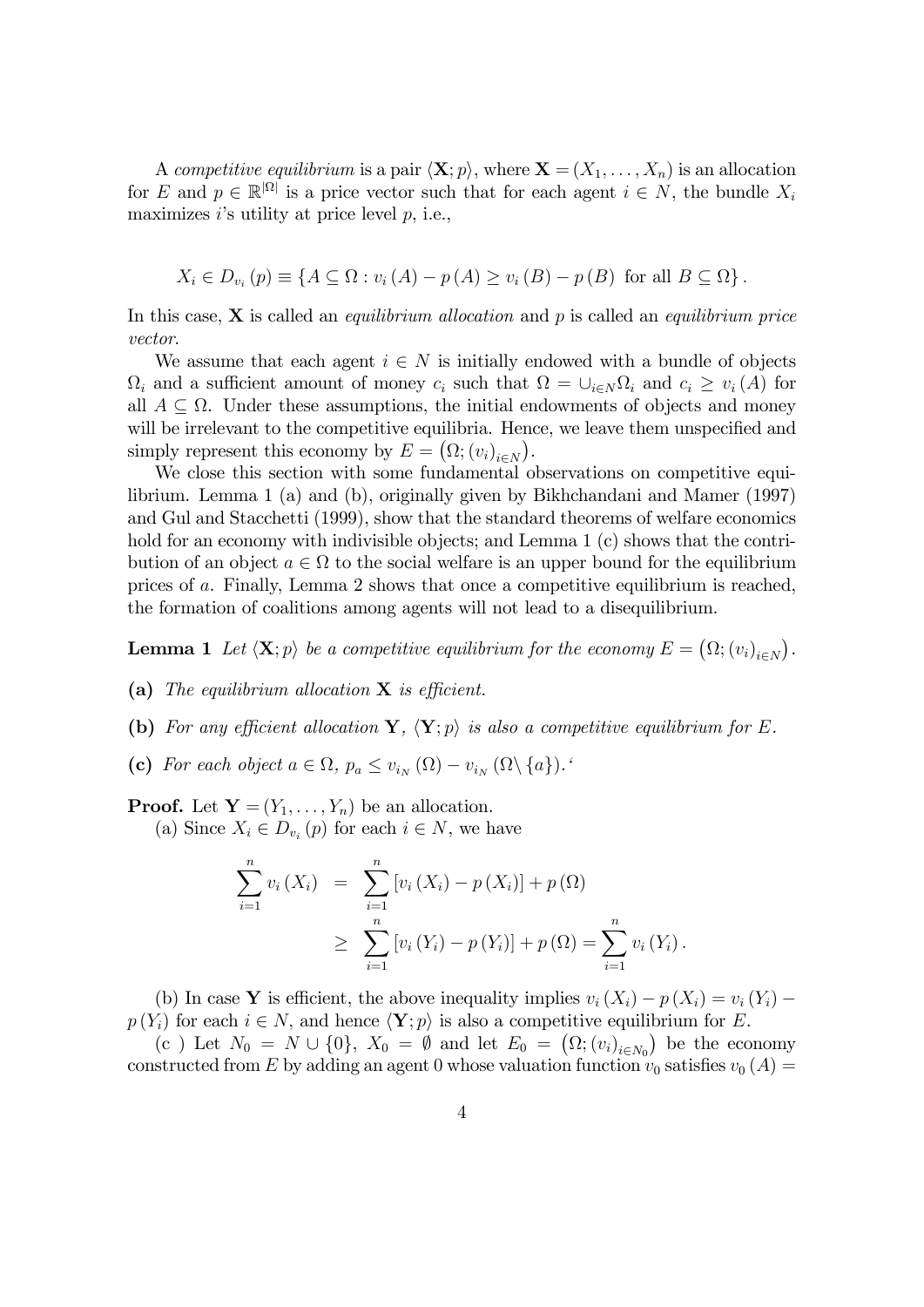A *competitive equilibrium* is a pair $\langle \mathbf{X}; p \rangle$, where $\mathbf{X} = (X_1, \dots, X_n)$ is an allocation for $E$ and $p \in \mathbb{R}^{|\Omega|}$ is a price vector such that for each agent $i \in N$, the bundle $X_i$ maximizes $i$'s utility at price level $p$, i.e.,

$$X_i \in D_{v_i}(p) \equiv \{A \subseteq \Omega : v_i(A) - p(A) \geq v_i(B) - p(B) \text{ for all } B \subseteq \Omega\}.$$

In this case, $\mathbf{X}$ is called an *equilibrium allocation* and $p$ is called an *equilibrium price vector*.

We assume that each agent $i \in N$ is initially endowed with a bundle of objects $\Omega_i$ and a sufficient amount of money $c_i$ such that $\Omega = \cup_{i \in N} \Omega_i$ and $c_i \geq v_i(A)$ for all $A \subseteq \Omega$. Under these assumptions, the initial endowments of objects and money will be irrelevant to the competitive equilibria. Hence, we leave them unspecified and simply represent this economy by $E = \left(\Omega; (v_i)_{i \in N}\right)$.

We close this section with some fundamental observations on competitive equilibrium. Lemma 1 (a) and (b), originally given by Bikhchandani and Mamer (1997) and Gul and Stacchetti (1999), show that the standard theorems of welfare economics hold for an economy with indivisible objects; and Lemma 1 (c) shows that the contribution of an object $a \in \Omega$ to the social welfare is an upper bound for the equilibrium prices of $a$. Finally, Lemma 2 shows that once a competitive equilibrium is reached, the formation of coalitions among agents will not lead to a disequilibrium.

**Lemma 1** *Let $\langle \mathbf{X}; p \rangle$ be a competitive equilibrium for the economy $E = \left(\Omega; (v_i)_{i \in N}\right)$.*

**(a)** *The equilibrium allocation $\mathbf{X}$ is efficient.*

**(b)** *For any efficient allocation $\mathbf{Y}$, $\langle \mathbf{Y}; p \rangle$ is also a competitive equilibrium for $E$.*

**(c)** *For each object $a \in \Omega$, $p_a \leq v_{i_N}(\Omega) - v_{i_N}(\Omega \setminus \{a\})$.*‘

**Proof.** Let $\mathbf{Y} = (Y_1, \dots, Y_n)$ be an allocation.

(a) Since $X_i \in D_{v_i}(p)$ for each $i \in N$, we have

$$\begin{aligned} \sum_{i=1}^{n} v_i(X_i) &= \sum_{i=1}^{n} [v_i(X_i) - p(X_i)] + p(\Omega) \\ &\geq \sum_{i=1}^{n} [v_i(Y_i) - p(Y_i)] + p(\Omega) = \sum_{i=1}^{n} v_i(Y_i). \end{aligned}$$

(b) In case $\mathbf{Y}$ is efficient, the above inequality implies $v_i(X_i) - p(X_i) = v_i(Y_i) - p(Y_i)$ for each $i \in N$, and hence $\langle \mathbf{Y}; p \rangle$ is also a competitive equilibrium for $E$.

(c ) Let $N_0 = N \cup \{0\}$, $X_0 = \emptyset$ and let $E_0 = \left(\Omega; (v_i)_{i \in N_0}\right)$ be the economy constructed from $E$ by adding an agent 0 whose valuation function $v_0$ satisfies $v_0(A) =$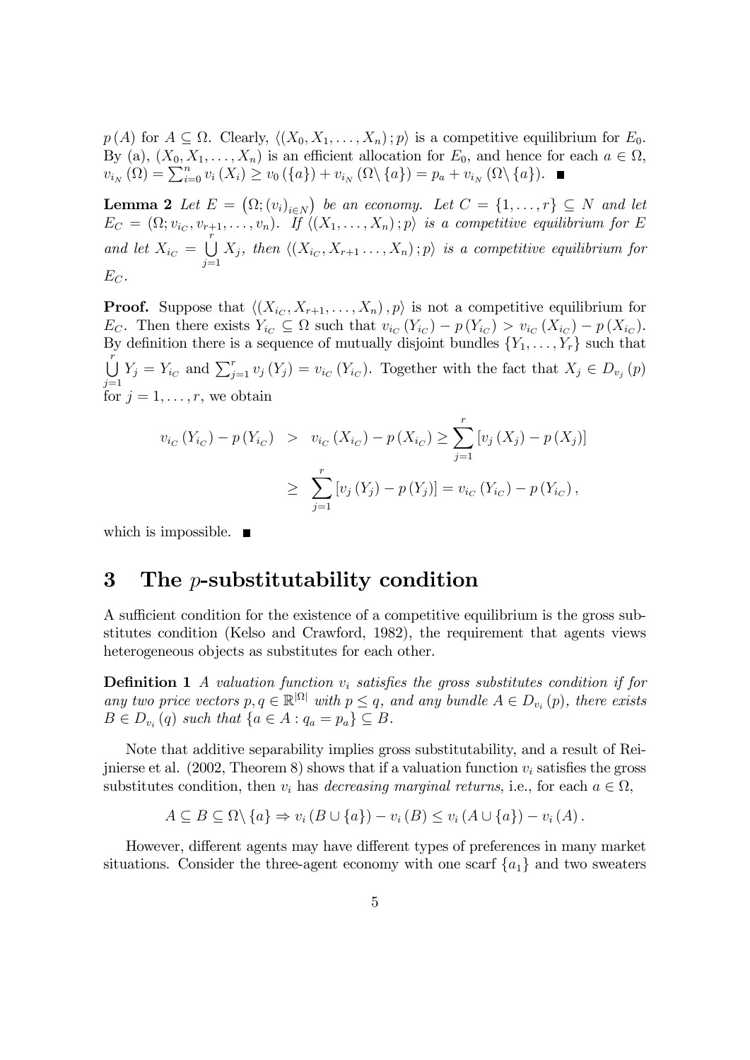$p(A)$ for $A \subseteq \Omega$. Clearly, $\langle (X_0, X_1, \ldots, X_n); p\rangle$ is a competitive equilibrium for $E_0$. By (a), $(X_0, X_1, \ldots, X_n)$ is an efficient allocation for $E_0$, and hence for each $a \in \Omega$, $v_{i_N}(\Omega) = \sum_{i=0}^{n} v_i(X_i) \geq v_0(\{a\}) + v_{i_N}(\Omega \setminus \{a\}) = p_a + v_{i_N}(\Omega \setminus \{a\})$. ■

**Lemma 2** *Let $E = \left(\Omega; (v_i)_{i \in N}\right)$ be an economy. Let $C = \{1, \ldots, r\} \subseteq N$ and let $E_C = (\Omega; v_{i_C}, v_{r+1}, \ldots, v_n)$. If $\langle (X_1, \ldots, X_n); p\rangle$ is a competitive equilibrium for $E$ and let $X_{i_C} = \bigcup_{j=1}^{r} X_j$, then $\langle (X_{i_C}, X_{r+1} \ldots, X_n); p\rangle$ is a competitive equilibrium for $E_C$.*

**Proof.** Suppose that $\langle (X_{i_C}, X_{r+1}, \ldots, X_n), p\rangle$ is not a competitive equilibrium for $E_C$. Then there exists $Y_{i_C} \subseteq \Omega$ such that $v_{i_C}(Y_{i_C}) - p(Y_{i_C}) > v_{i_C}(X_{i_C}) - p(X_{i_C})$. By definition there is a sequence of mutually disjoint bundles $\{Y_1, \ldots, Y_r\}$ such that $\bigcup_{j=1}^{r} Y_j = Y_{i_C}$ and $\sum_{j=1}^{r} v_j(Y_j) = v_{i_C}(Y_{i_C})$. Together with the fact that $X_j \in D_{v_j}(p)$ for $j = 1, \ldots, r$, we obtain

$$
\begin{aligned}
v_{i_C}(Y_{i_C}) - p(Y_{i_C}) &> v_{i_C}(X_{i_C}) - p(X_{i_C}) \geq \sum_{j=1}^{r} \left[v_j(X_j) - p(X_j)\right] \\
&\geq \sum_{j=1}^{r} \left[v_j(Y_j) - p(Y_j)\right] = v_{i_C}(Y_{i_C}) - p(Y_{i_C}),
\end{aligned}
$$

which is impossible. ■

# 3 The $p$-substitutability condition

A sufficient condition for the existence of a competitive equilibrium is the gross substitutes condition (Kelso and Crawford, 1982), the requirement that agents views heterogeneous objects as substitutes for each other.

**Definition 1** *A valuation function $v_i$ satisfies the gross substitutes condition if for any two price vectors $p, q \in \mathbb{R}^{|\Omega|}$ with $p \leq q$, and any bundle $A \in D_{v_i}(p)$, there exists $B \in D_{v_i}(q)$ such that $\{a \in A : q_a = p_a\} \subseteq B$.*

Note that additive separability implies gross substitutability, and a result of Reijnierse et al. (2002, Theorem 8) shows that if a valuation function $v_i$ satisfies the gross substitutes condition, then $v_i$ has *decreasing marginal returns*, i.e., for each $a \in \Omega$,

$$
A \subseteq B \subseteq \Omega \setminus \{a\} \Rightarrow v_i(B \cup \{a\}) - v_i(B) \leq v_i(A \cup \{a\}) - v_i(A).
$$

However, different agents may have different types of preferences in many market situations. Consider the three-agent economy with one scarf $\{a_1\}$ and two sweaters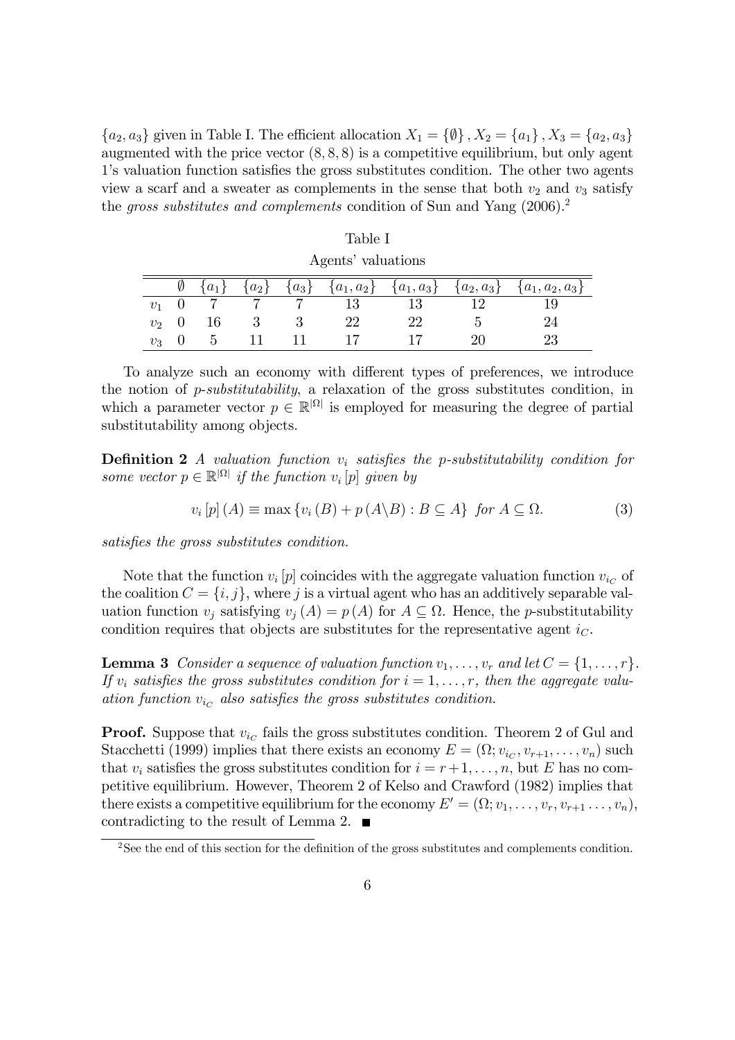$\{a_2, a_3\}$ given in Table I. The efficient allocation $X_1 = \{\emptyset\}, X_2 = \{a_1\}, X_3 = \{a_2, a_3\}$ augmented with the price vector $(8, 8, 8)$ is a competitive equilibrium, but only agent 1's valuation function satisfies the gross substitutes condition. The other two agents view a scarf and a sweater as complements in the sense that both $v_2$ and $v_3$ satisfy the *gross substitutes and complements* condition of Sun and Yang (2006).[2]

Table I

Agents' valuations

| | $\emptyset$ | $\{a_1\}$ | $\{a_2\}$ | $\{a_3\}$ | $\{a_1, a_2\}$ | $\{a_1, a_3\}$ | $\{a_2, a_3\}$ | $\{a_1, a_2, a_3\}$ |
|---|---|---|---|---|---|---|---|---|
| $v_1$ | 0 | 7 | 7 | 7 | 13 | 13 | 12 | 19 |
| $v_2$ | 0 | 16 | 3 | 3 | 22 | 22 | 5 | 24 |
| $v_3$ | 0 | 5 | 11 | 11 | 17 | 17 | 20 | 23 |

To analyze such an economy with different types of preferences, we introduce the notion of *p-substitutability*, a relaxation of the gross substitutes condition, in which a parameter vector $p \in \mathbb{R}^{|\Omega|}$ is employed for measuring the degree of partial substitutability among objects.

**Definition 2** *A valuation function $v_i$ satisfies the p-substitutability condition for some vector $p \in \mathbb{R}^{|\Omega|}$ if the function $v_i[p]$ given by*

$$v_i[p](A) \equiv \max\{v_i(B) + p(A \backslash B) : B \subseteq A\} \text{ for } A \subseteq \Omega. \tag{3}$$

*satisfies the gross substitutes condition.*

Note that the function $v_i[p]$ coincides with the aggregate valuation function $v_{i_C}$ of the coalition $C = \{i, j\}$, where $j$ is a virtual agent who has an additively separable valuation function $v_j$ satisfying $v_j(A) = p(A)$ for $A \subseteq \Omega$. Hence, the $p$-substitutability condition requires that objects are substitutes for the representative agent $i_C$.

**Lemma 3** *Consider a sequence of valuation function $v_1, \ldots, v_r$ and let $C = \{1, \ldots, r\}$. If $v_i$ satisfies the gross substitutes condition for $i = 1, \ldots, r$, then the aggregate valuation function $v_{i_C}$ also satisfies the gross substitutes condition.*

**Proof.** Suppose that $v_{i_C}$ fails the gross substitutes condition. Theorem 2 of Gul and Stacchetti (1999) implies that there exists an economy $E = (\Omega; v_{i_C}, v_{r+1}, \ldots, v_n)$ such that $v_i$ satisfies the gross substitutes condition for $i = r+1, \ldots, n$, but $E$ has no competitive equilibrium. However, Theorem 2 of Kelso and Crawford (1982) implies that there exists a competitive equilibrium for the economy $E' = (\Omega; v_1, \ldots, v_r, v_{r+1} \ldots, v_n)$, contradicting to the result of Lemma 2. ∎

[2] See the end of this section for the definition of the gross substitutes and complements condition.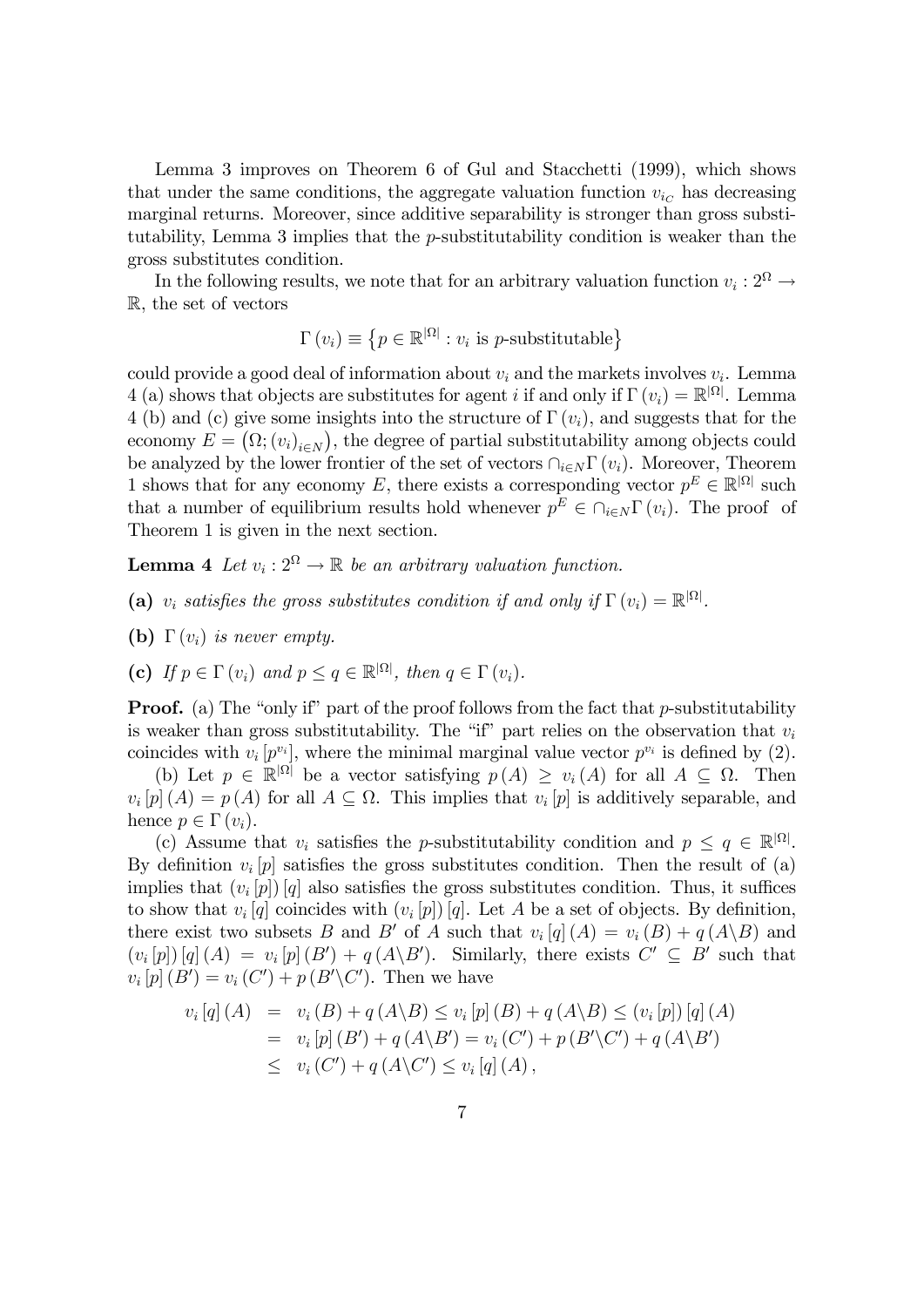Lemma 3 improves on Theorem 6 of Gul and Stacchetti (1999), which shows that under the same conditions, the aggregate valuation function $v_{i_C}$ has decreasing marginal returns. Moreover, since additive separability is stronger than gross substitutability, Lemma 3 implies that the $p$-substitutability condition is weaker than the gross substitutes condition.

In the following results, we note that for an arbitrary valuation function $v_i : 2^{\Omega} \to \mathbb{R}$, the set of vectors

$$\Gamma(v_i) \equiv \left\{ p \in \mathbb{R}^{|\Omega|} : v_i \text{ is } p\text{-substitutable} \right\}$$

could provide a good deal of information about $v_i$ and the markets involves $v_i$. Lemma 4 (a) shows that objects are substitutes for agent $i$ if and only if $\Gamma(v_i) = \mathbb{R}^{|\Omega|}$. Lemma 4 (b) and (c) give some insights into the structure of $\Gamma(v_i)$, and suggests that for the economy $E = \left(\Omega; (v_i)_{i \in N}\right)$, the degree of partial substitutability among objects could be analyzed by the lower frontier of the set of vectors $\cap_{i \in N} \Gamma(v_i)$. Moreover, Theorem 1 shows that for any economy $E$, there exists a corresponding vector $p^E \in \mathbb{R}^{|\Omega|}$ such that a number of equilibrium results hold whenever $p^E \in \cap_{i \in N} \Gamma(v_i)$. The proof of Theorem 1 is given in the next section.

**Lemma 4** *Let $v_i : 2^{\Omega} \to \mathbb{R}$ be an arbitrary valuation function.*

**(a)** *$v_i$ satisfies the gross substitutes condition if and only if $\Gamma(v_i) = \mathbb{R}^{|\Omega|}$.*

**(b)** *$\Gamma(v_i)$ is never empty.*

**(c)** *If $p \in \Gamma(v_i)$ and $p \leq q \in \mathbb{R}^{|\Omega|}$, then $q \in \Gamma(v_i)$.*

**Proof.** (a) The "only if" part of the proof follows from the fact that $p$-substitutability is weaker than gross substitutability. The "if" part relies on the observation that $v_i$ coincides with $v_i[p^{v_i}]$, where the minimal marginal value vector $p^{v_i}$ is defined by (2).

(b) Let $p \in \mathbb{R}^{|\Omega|}$ be a vector satisfying $p(A) \geq v_i(A)$ for all $A \subseteq \Omega$. Then $v_i[p](A) = p(A)$ for all $A \subseteq \Omega$. This implies that $v_i[p]$ is additively separable, and hence $p \in \Gamma(v_i)$.

(c) Assume that $v_i$ satisfies the $p$-substitutability condition and $p \leq q \in \mathbb{R}^{|\Omega|}$. By definition $v_i[p]$ satisfies the gross substitutes condition. Then the result of (a) implies that $(v_i[p])[q]$ also satisfies the gross substitutes condition. Thus, it suffices to show that $v_i[q]$ coincides with $(v_i[p])[q]$. Let $A$ be a set of objects. By definition, there exist two subsets $B$ and $B'$ of $A$ such that $v_i[q](A) = v_i(B) + q(A \backslash B)$ and $(v_i[p])[q](A) = v_i[p](B') + q(A \backslash B')$. Similarly, there exists $C' \subseteq B'$ such that $v_i[p](B') = v_i(C') + p(B' \backslash C')$. Then we have

$$\begin{aligned}
v_i[q](A) &= v_i(B) + q(A \backslash B) \leq v_i[p](B) + q(A \backslash B) \leq (v_i[p])[q](A) \\
&= v_i[p](B') + q(A \backslash B') = v_i(C') + p(B' \backslash C') + q(A \backslash B') \\
&\leq v_i(C') + q(A \backslash C') \leq v_i[q](A),
\end{aligned}$$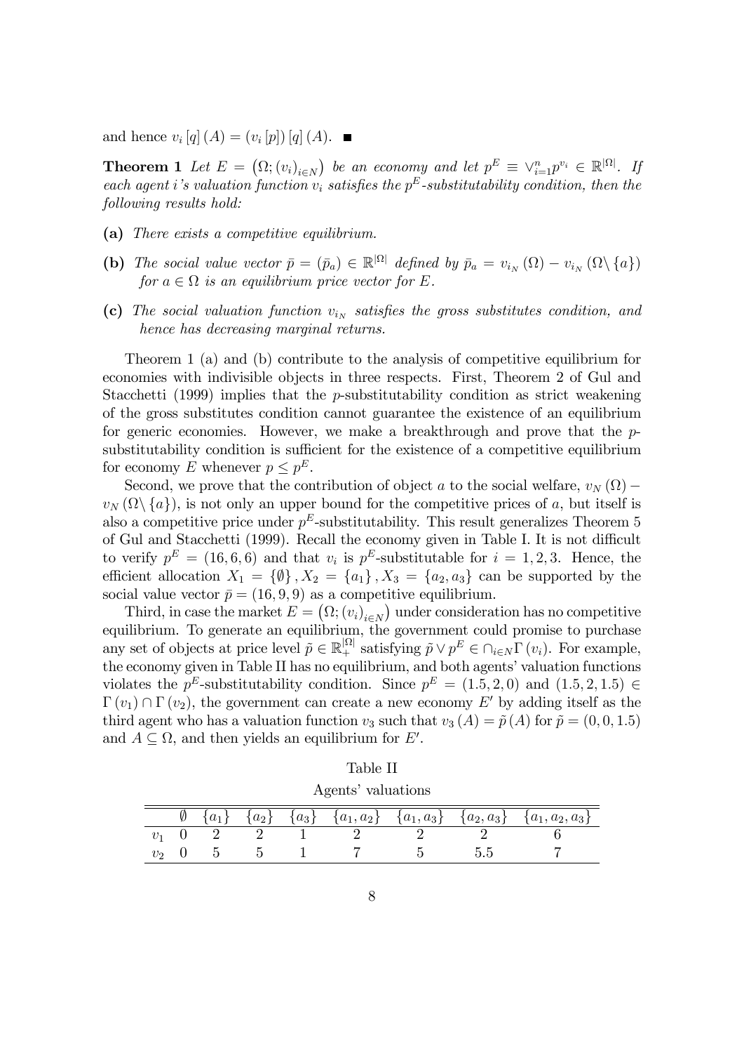and hence $v_i[q](A) = (v_i[p])[q](A)$. ■

**Theorem 1** *Let $E = \left(\Omega; (v_i)_{i \in N}\right)$ be an economy and let $p^E \equiv \vee_{i=1}^n p^{v_i} \in \mathbb{R}^{|\Omega|}$. If each agent $i$'s valuation function $v_i$ satisfies the $p^E$-substitutability condition, then the following results hold:*

- **(a)** *There exists a competitive equilibrium.*
- **(b)** *The social value vector $\bar{p} = (\bar{p}_a) \in \mathbb{R}^{|\Omega|}$ defined by $\bar{p}_a = v_{i_N}(\Omega) - v_{i_N}(\Omega \setminus \{a\})$ for $a \in \Omega$ is an equilibrium price vector for $E$.*
- **(c)** *The social valuation function $v_{i_N}$ satisfies the gross substitutes condition, and hence has decreasing marginal returns.*

Theorem 1 (a) and (b) contribute to the analysis of competitive equilibrium for economies with indivisible objects in three respects. First, Theorem 2 of Gul and Stacchetti (1999) implies that the $p$-substitutability condition as strict weakening of the gross substitutes condition cannot guarantee the existence of an equilibrium for generic economies. However, we make a breakthrough and prove that the $p$-substitutability condition is sufficient for the existence of a competitive equilibrium for economy $E$ whenever $p \leq p^E$.

Second, we prove that the contribution of object $a$ to the social welfare, $v_N(\Omega) - v_N(\Omega \setminus \{a\})$, is not only an upper bound for the competitive prices of $a$, but itself is also a competitive price under $p^E$-substitutability. This result generalizes Theorem 5 of Gul and Stacchetti (1999). Recall the economy given in Table I. It is not difficult to verify $p^E = (16, 6, 6)$ and that $v_i$ is $p^E$-substitutable for $i = 1, 2, 3$. Hence, the efficient allocation $X_1 = \{\emptyset\}, X_2 = \{a_1\}, X_3 = \{a_2, a_3\}$ can be supported by the social value vector $\bar{p} = (16, 9, 9)$ as a competitive equilibrium.

Third, in case the market $E = \left(\Omega; (v_i)_{i \in N}\right)$ under consideration has no competitive equilibrium. To generate an equilibrium, the government could promise to purchase any set of objects at price level $\tilde{p} \in \mathbb{R}_+^{|\Omega|}$ satisfying $\tilde{p} \vee p^E \in \cap_{i \in N} \Gamma(v_i)$. For example, the economy given in Table II has no equilibrium, and both agents' valuation functions violates the $p^E$-substitutability condition. Since $p^E = (1.5, 2, 0)$ and $(1.5, 2, 1.5) \in \Gamma(v_1) \cap \Gamma(v_2)$, the government can create a new economy $E'$ by adding itself as the third agent who has a valuation function $v_3$ such that $v_3(A) = \tilde{p}(A)$ for $\tilde{p} = (0, 0, 1.5)$ and $A \subseteq \Omega$, and then yields an equilibrium for $E'$.

Table II

Agents' valuations

| | $\emptyset$ | $\{a_1\}$ | $\{a_2\}$ | $\{a_3\}$ | $\{a_1, a_2\}$ | $\{a_1, a_3\}$ | $\{a_2, a_3\}$ | $\{a_1, a_2, a_3\}$ |
|---|---|---|---|---|---|---|---|---|
| $v_1$ | 0 | 2 | 2 | 1 | 2 | 2 | 2 | 6 |
| $v_2$ | 0 | 5 | 5 | 1 | 7 | 5 | 5.5 | 7 |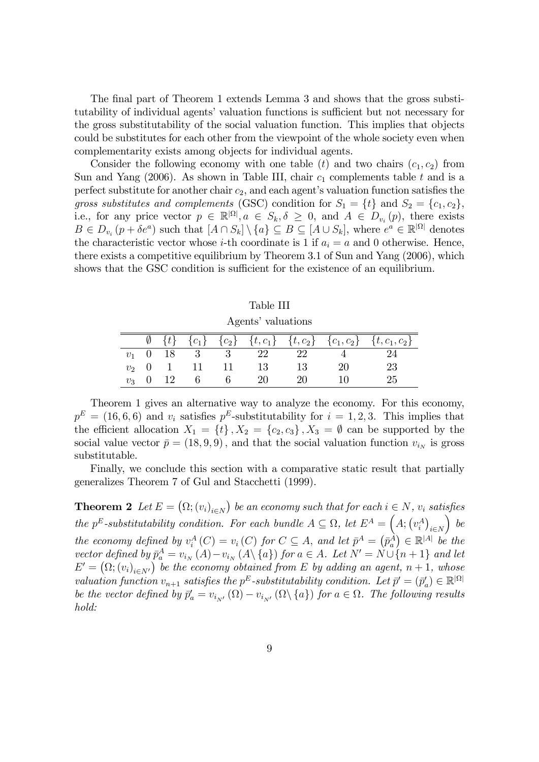The final part of Theorem 1 extends Lemma 3 and shows that the gross substitutability of individual agents' valuation functions is sufficient but not necessary for the gross substitutability of the social valuation function. This implies that objects could be substitutes for each other from the viewpoint of the whole society even when complementarity exists among objects for individual agents.

Consider the following economy with one table ($t$) and two chairs ($c_1, c_2$) from Sun and Yang (2006). As shown in Table III, chair $c_1$ complements table $t$ and is a perfect substitute for another chair $c_2$, and each agent's valuation function satisfies the *gross substitutes and complements* (GSC) condition for $S_1 = \{t\}$ and $S_2 = \{c_1, c_2\}$, i.e., for any price vector $p \in \mathbb{R}^{|\Omega|}, a \in S_k, \delta \geq 0$, and $A \in D_{v_i}(p)$, there exists $B \in D_{v_i}(p + \delta e^a)$ such that $[A \cap S_k] \setminus \{a\} \subseteq B \subseteq [A \cup S_k]$, where $e^a \in \mathbb{R}^{|\Omega|}$ denotes the characteristic vector whose $i$-th coordinate is 1 if $a_i = a$ and 0 otherwise. Hence, there exists a competitive equilibrium by Theorem 3.1 of Sun and Yang (2006), which shows that the GSC condition is sufficient for the existence of an equilibrium.

Table III

Agents' valuations

| | $\emptyset$ | $\{t\}$ | $\{c_1\}$ | $\{c_2\}$ | $\{t, c_1\}$ | $\{t, c_2\}$ | $\{c_1, c_2\}$ | $\{t, c_1, c_2\}$ |
|---|---|---|---|---|---|---|---|---|
| $v_1$ | 0 | 18 | 3 | 3 | 22 | 22 | 4 | 24 |
| $v_2$ | 0 | 1 | 11 | 11 | 13 | 13 | 20 | 23 |
| $v_3$ | 0 | 12 | 6 | 6 | 20 | 20 | 10 | 25 |

Theorem 1 gives an alternative way to analyze the economy. For this economy, $p^E = (16, 6, 6)$ and $v_i$ satisfies $p^E$-substitutability for $i = 1, 2, 3$. This implies that the efficient allocation $X_1 = \{t\}, X_2 = \{c_2, c_3\}, X_3 = \emptyset$ can be supported by the social value vector $\bar{p} = (18, 9, 9)$, and that the social valuation function $v_{i_N}$ is gross substitutable.

Finally, we conclude this section with a comparative static result that partially generalizes Theorem 7 of Gul and Stacchetti (1999).

**Theorem 2** *Let $E = \left(\Omega; (v_i)_{i \in N}\right)$ be an economy such that for each $i \in N$, $v_i$ satisfies the $p^E$-substitutability condition. For each bundle $A \subseteq \Omega$, let $E^A = \left(A; \left(v_i^A\right)_{i \in N}\right)$ be the economy defined by $v_i^A(C) = v_i(C)$ for $C \subseteq A$, and let $\bar{p}^A = \left(\bar{p}_a^A\right) \in \mathbb{R}^{|A|}$ be the vector defined by $\bar{p}_a^A = v_{i_N}(A) - v_{i_N}(A \setminus \{a\})$ for $a \in A$. Let $N' = N \cup \{n+1\}$ and let $E' = \left(\Omega; (v_i)_{i \in N'}\right)$ be the economy obtained from $E$ by adding an agent, $n+1$, whose valuation function $v_{n+1}$ satisfies the $p^E$-substitutability condition. Let $\bar{p}' = (\bar{p}'_a) \in \mathbb{R}^{|\Omega|}$ be the vector defined by $\bar{p}'_a = v_{i_{N'}}(\Omega) - v_{i_{N'}}(\Omega \setminus \{a\})$ for $a \in \Omega$. The following results hold:*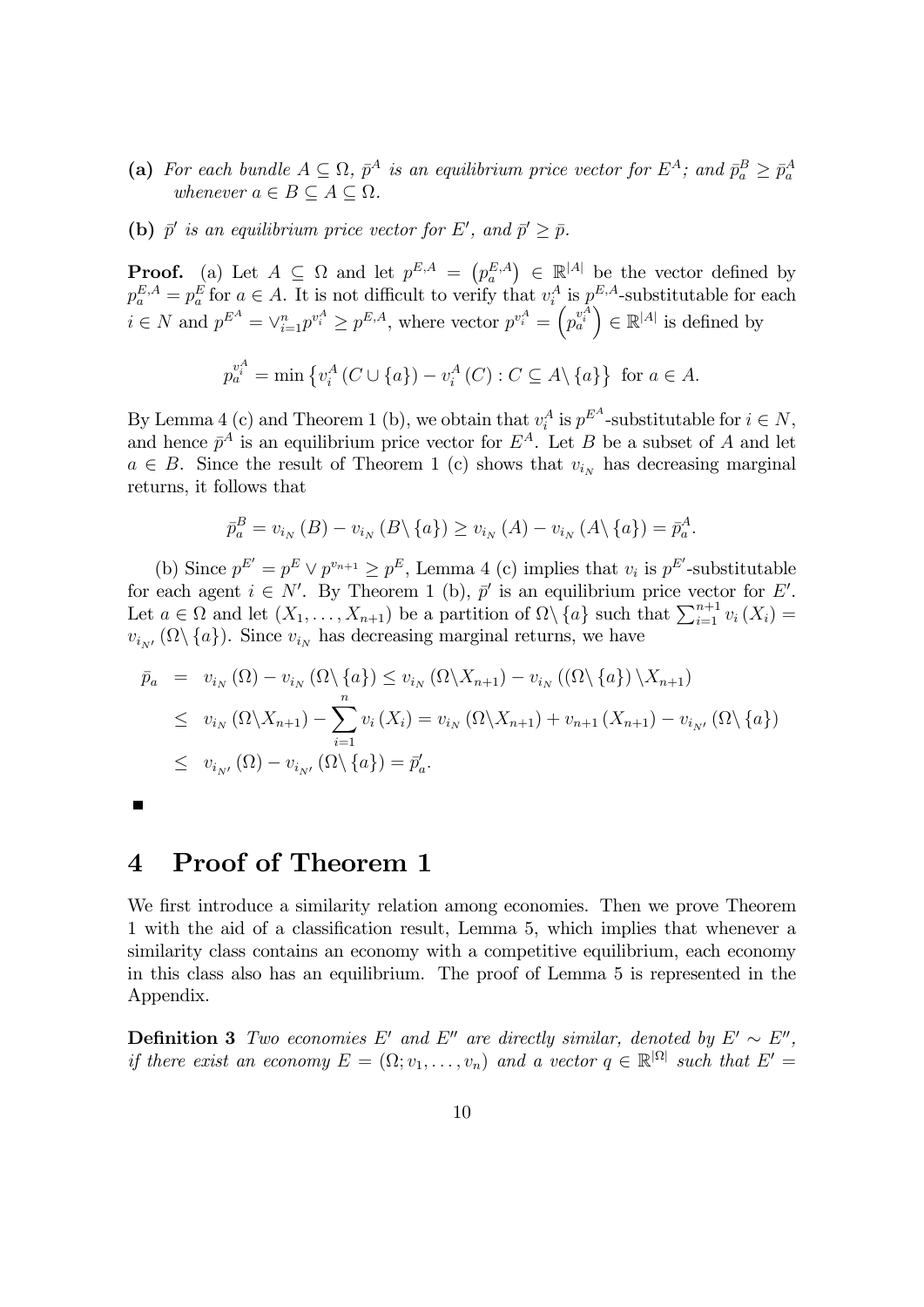**(a)** *For each bundle $A \subseteq \Omega$, $\bar{p}^A$ is an equilibrium price vector for $E^A$; and $\bar{p}_a^B \geq \bar{p}_a^A$ whenever $a \in B \subseteq A \subseteq \Omega$.*

**(b)** *$\bar{p}'$ is an equilibrium price vector for $E'$, and $\bar{p}' \geq \bar{p}$.*

**Proof.** (a) Let $A \subseteq \Omega$ and let $p^{E,A} = \left(p_a^{E,A}\right) \in \mathbb{R}^{|A|}$ be the vector defined by $p_a^{E,A} = p_a^E$ for $a \in A$. It is not difficult to verify that $v_i^A$ is $p^{E,A}$-substitutable for each $i \in N$ and $p^{E^A} = \vee_{i=1}^n p^{v_i^A} \geq p^{E,A}$, where vector $p^{v_i^A} = \left(p_a^{v_i^A}\right) \in \mathbb{R}^{|A|}$ is defined by

$$p_a^{v_i^A} = \min\left\{v_i^A\left(C \cup \{a\}\right) - v_i^A\left(C\right) : C \subseteq A \setminus \{a\}\right\} \text{ for } a \in A.$$

By Lemma 4 (c) and Theorem 1 (b), we obtain that $v_i^A$ is $p^{E^A}$-substitutable for $i \in N$, and hence $\bar{p}^A$ is an equilibrium price vector for $E^A$. Let $B$ be a subset of $A$ and let $a \in B$. Since the result of Theorem 1 (c) shows that $v_{i_N}$ has decreasing marginal returns, it follows that

$$\bar{p}_a^B = v_{i_N}\left(B\right) - v_{i_N}\left(B \setminus \{a\}\right) \geq v_{i_N}\left(A\right) - v_{i_N}\left(A \setminus \{a\}\right) = \bar{p}_a^A.$$

(b) Since $p^{E'} = p^E \vee p^{v_{n+1}} \geq p^E$, Lemma 4 (c) implies that $v_i$ is $p^{E'}$-substitutable for each agent $i \in N'$. By Theorem 1 (b), $\bar{p}'$ is an equilibrium price vector for $E'$. Let $a \in \Omega$ and let $(X_1, \ldots, X_{n+1})$ be a partition of $\Omega \setminus \{a\}$ such that $\sum_{i=1}^{n+1} v_i\left(X_i\right) = v_{i_{N'}}\left(\Omega \setminus \{a\}\right)$. Since $v_{i_N}$ has decreasing marginal returns, we have

$$\begin{aligned}
\bar{p}_a &= v_{i_N}\left(\Omega\right) - v_{i_N}\left(\Omega \setminus \{a\}\right) \leq v_{i_N}\left(\Omega \setminus X_{n+1}\right) - v_{i_N}\left(\left(\Omega \setminus \{a\}\right) \setminus X_{n+1}\right) \\
&\leq v_{i_N}\left(\Omega \setminus X_{n+1}\right) - \sum_{i=1}^{n} v_i\left(X_i\right) = v_{i_N}\left(\Omega \setminus X_{n+1}\right) + v_{n+1}\left(X_{n+1}\right) - v_{i_{N'}}\left(\Omega \setminus \{a\}\right) \\
&\leq v_{i_{N'}}\left(\Omega\right) - v_{i_{N'}}\left(\Omega \setminus \{a\}\right) = \bar{p}'_a.
\end{aligned}$$

■

# 4 Proof of Theorem 1

We first introduce a similarity relation among economies. Then we prove Theorem 1 with the aid of a classification result, Lemma 5, which implies that whenever a similarity class contains an economy with a competitive equilibrium, each economy in this class also has an equilibrium. The proof of Lemma 5 is represented in the Appendix.

**Definition 3** *Two economies $E'$ and $E''$ are directly similar, denoted by $E' \sim E''$, if there exist an economy $E = (\Omega; v_1, \ldots, v_n)$ and a vector $q \in \mathbb{R}^{|\Omega|}$ such that $E' =$*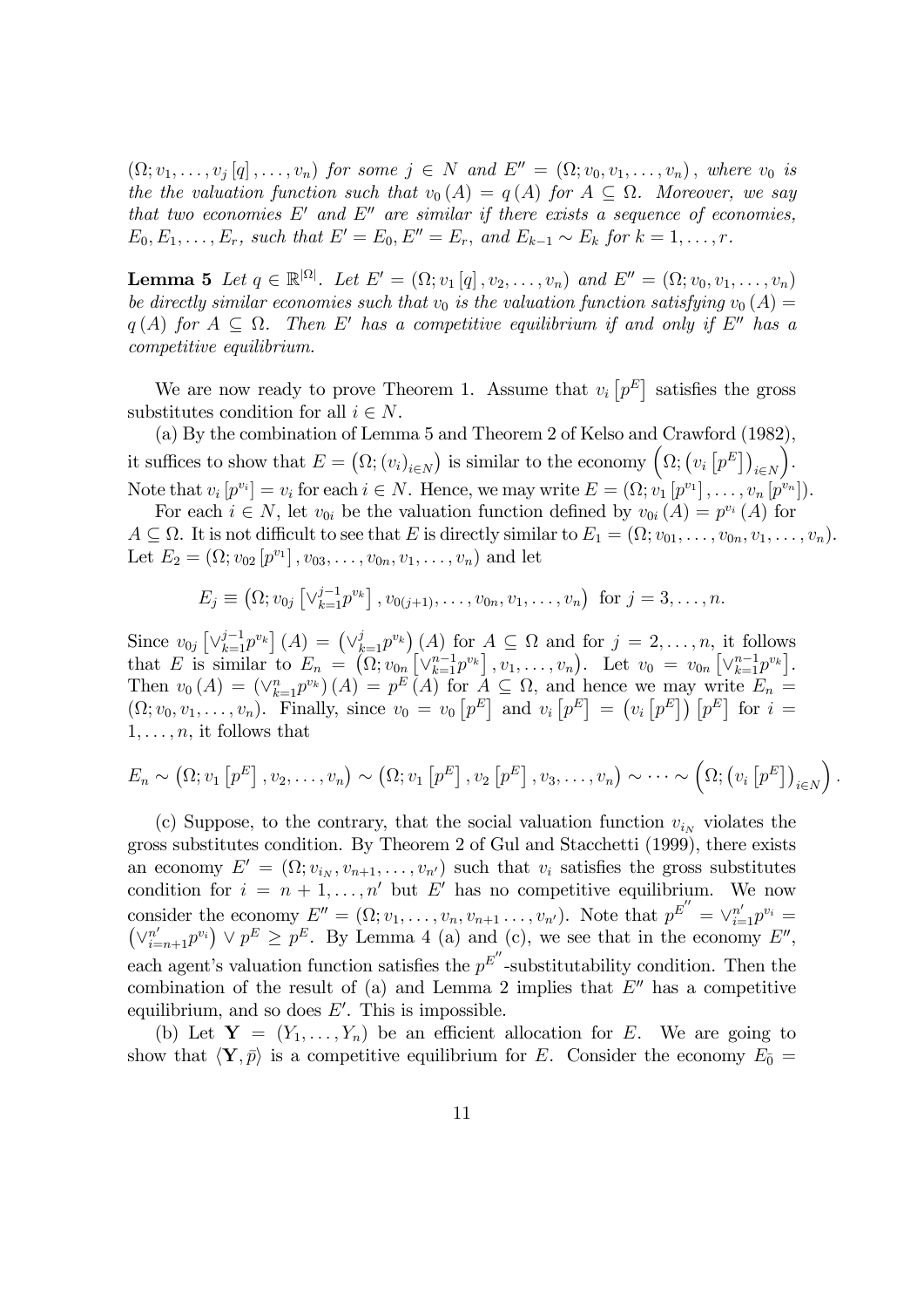$(\Omega; v_1, \ldots, v_j[q], \ldots, v_n)$ *for some* $j \in N$ *and* $E'' = (\Omega; v_0, v_1, \ldots, v_n)$*, where* $v_0$ *is the the valuation function such that* $v_0(A) = q(A)$ *for* $A \subseteq \Omega$*. Moreover, we say that two economies* $E'$ *and* $E''$ *are similar if there exists a sequence of economies,* $E_0, E_1, \ldots, E_r$*, such that* $E' = E_0, E'' = E_r$*, and* $E_{k-1} \sim E_k$ *for* $k = 1, \ldots, r$*.*

**Lemma 5** *Let* $q \in \mathbb{R}^{|\Omega|}$*. Let* $E' = (\Omega; v_1[q], v_2, \ldots, v_n)$ *and* $E'' = (\Omega; v_0, v_1, \ldots, v_n)$ *be directly similar economies such that* $v_0$ *is the valuation function satisfying* $v_0(A) = q(A)$ *for* $A \subseteq \Omega$*. Then* $E'$ *has a competitive equilibrium if and only if* $E''$ *has a competitive equilibrium.*

We are now ready to prove Theorem 1. Assume that $v_i[p^E]$ satisfies the gross substitutes condition for all $i \in N$.

(a) By the combination of Lemma 5 and Theorem 2 of Kelso and Crawford (1982), it suffices to show that $E = (\Omega; (v_i)_{i\in N})$ is similar to the economy $\left(\Omega; \left(v_i\left[p^E\right]\right)_{i\in N}\right)$. Note that $v_i[p^{v_i}] = v_i$ for each $i \in N$. Hence, we may write $E = (\Omega; v_1[p^{v_1}], \ldots, v_n[p^{v_n}])$.

For each $i \in N$, let $v_{0i}$ be the valuation function defined by $v_{0i}(A) = p^{v_i}(A)$ for $A \subseteq \Omega$. It is not difficult to see that $E$ is directly similar to $E_1 = (\Omega; v_{01}, \ldots, v_{0n}, v_1, \ldots, v_n)$. Let $E_2 = (\Omega; v_{02}[p^{v_1}], v_{03}, \ldots, v_{0n}, v_1, \ldots, v_n)$ and let

$$E_j \equiv \left(\Omega; v_{0j}\left[\vee_{k=1}^{j-1} p^{v_k}\right], v_{0(j+1)}, \ldots, v_{0n}, v_1, \ldots, v_n\right) \text{ for } j = 3, \ldots, n.$$

Since $v_{0j}\left[\vee_{k=1}^{j-1} p^{v_k}\right](A) = \left(\vee_{k=1}^{j} p^{v_k}\right)(A)$ for $A \subseteq \Omega$ and for $j = 2, \ldots, n$, it follows that $E$ is similar to $E_n = \left(\Omega; v_{0n}\left[\vee_{k=1}^{n-1} p^{v_k}\right], v_1, \ldots, v_n\right)$. Let $v_0 = v_{0n}\left[\vee_{k=1}^{n-1} p^{v_k}\right]$. Then $v_0(A) = \left(\vee_{k=1}^{n} p^{v_k}\right)(A) = p^E(A)$ for $A \subseteq \Omega$, and hence we may write $E_n = (\Omega; v_0, v_1, \ldots, v_n)$. Finally, since $v_0 = v_0\left[p^E\right]$ and $v_i\left[p^E\right] = \left(v_i\left[p^E\right]\right)\left[p^E\right]$ for $i = 1, \ldots, n$, it follows that

$$E_n \sim \left(\Omega; v_1\left[p^E\right], v_2, \ldots, v_n\right) \sim \left(\Omega; v_1\left[p^E\right], v_2\left[p^E\right], v_3, \ldots, v_n\right) \sim \cdots \sim \left(\Omega; \left(v_i\left[p^E\right]\right)_{i\in N}\right).$$

(c) Suppose, to the contrary, that the social valuation function $v_{i_N}$ violates the gross substitutes condition. By Theorem 2 of Gul and Stacchetti (1999), there exists an economy $E' = (\Omega; v_{i_N}, v_{n+1}, \ldots, v_{n'})$ such that $v_i$ satisfies the gross substitutes condition for $i = n+1, \ldots, n'$ but $E'$ has no competitive equilibrium. We now consider the economy $E'' = (\Omega; v_1, \ldots, v_n, v_{n+1} \ldots, v_{n'})$. Note that $p^{E''} = \vee_{i=1}^{n'} p^{v_i} = \left(\vee_{i=n+1}^{n'} p^{v_i}\right) \vee p^E \geq p^E$. By Lemma 4 (a) and (c), we see that in the economy $E''$, each agent's valuation function satisfies the $p^{E''}$-substitutability condition. Then the combination of the result of (a) and Lemma 2 implies that $E''$ has a competitive equilibrium, and so does $E'$. This is impossible.

(b) Let $\mathbf{Y} = (Y_1, \ldots, Y_n)$ be an efficient allocation for $E$. We are going to show that $\langle \mathbf{Y}, \bar{p} \rangle$ is a competitive equilibrium for $E$. Consider the economy $E_{\bar{0}} =$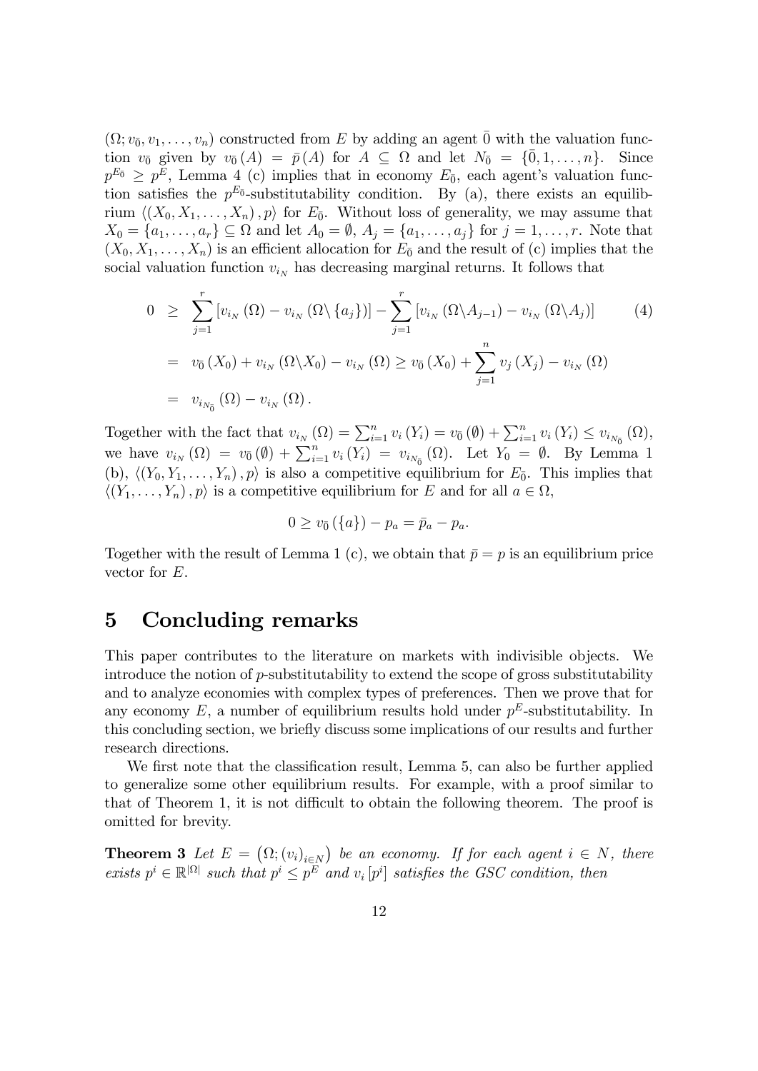$(\Omega; v_{\bar{0}}, v_1, \ldots, v_n)$ constructed from $E$ by adding an agent $\bar{0}$ with the valuation function $v_{\bar{0}}$ given by $v_{\bar{0}}(A) = \bar{p}(A)$ for $A \subseteq \Omega$ and let $N_{\bar{0}} = \{\bar{0}, 1, \ldots, n\}$. Since $p^{E_{\bar{0}}} \geq p^E$, Lemma 4 (c) implies that in economy $E_{\bar{0}}$, each agent's valuation function satisfies the $p^{E_{\bar{0}}}$-substitutability condition. By (a), there exists an equilibrium $\langle (X_0, X_1, \ldots, X_n), p \rangle$ for $E_{\bar{0}}$. Without loss of generality, we may assume that $X_0 = \{a_1, \ldots, a_r\} \subseteq \Omega$ and let $A_0 = \emptyset$, $A_j = \{a_1, \ldots, a_j\}$ for $j = 1, \ldots, r$. Note that $(X_0, X_1, \ldots, X_n)$ is an efficient allocation for $E_{\bar{0}}$ and the result of (c) implies that the social valuation function $v_{i_N}$ has decreasing marginal returns. It follows that

$$
\begin{aligned}
0 &\geq \sum_{j=1}^{r} \left[ v_{i_N}(\Omega) - v_{i_N}(\Omega \setminus \{a_j\}) \right] - \sum_{j=1}^{r} \left[ v_{i_N}(\Omega \setminus A_{j-1}) - v_{i_N}(\Omega \setminus A_j) \right] \qquad (4) \\
&= v_{\bar{0}}(X_0) + v_{i_N}(\Omega \setminus X_0) - v_{i_N}(\Omega) \geq v_{\bar{0}}(X_0) + \sum_{j=1}^{n} v_j(X_j) - v_{i_N}(\Omega) \\
&= v_{i_{N_{\bar{0}}}}(\Omega) - v_{i_N}(\Omega).
\end{aligned}
$$

Together with the fact that $v_{i_N}(\Omega) = \sum_{i=1}^{n} v_i(Y_i) = v_{\bar{0}}(\emptyset) + \sum_{i=1}^{n} v_i(Y_i) \leq v_{i_{N_{\bar{0}}}}(\Omega)$, we have $v_{i_N}(\Omega) = v_{\bar{0}}(\emptyset) + \sum_{i=1}^{n} v_i(Y_i) = v_{i_{N_{\bar{0}}}}(\Omega)$. Let $Y_0 = \emptyset$. By Lemma 1 (b), $\langle (Y_0, Y_1, \ldots, Y_n), p \rangle$ is also a competitive equilibrium for $E_{\bar{0}}$. This implies that $\langle (Y_1, \ldots, Y_n), p \rangle$ is a competitive equilibrium for $E$ and for all $a \in \Omega$,

$$
0 \geq v_{\bar{0}}(\{a\}) - p_a = \bar{p}_a - p_a.
$$

Together with the result of Lemma 1 (c), we obtain that $\bar{p} = p$ is an equilibrium price vector for $E$.

# 5 Concluding remarks

This paper contributes to the literature on markets with indivisible objects. We introduce the notion of $p$-substitutability to extend the scope of gross substitutability and to analyze economies with complex types of preferences. Then we prove that for any economy $E$, a number of equilibrium results hold under $p^E$-substitutability. In this concluding section, we briefly discuss some implications of our results and further research directions.

We first note that the classification result, Lemma 5, can also be further applied to generalize some other equilibrium results. For example, with a proof similar to that of Theorem 1, it is not difficult to obtain the following theorem. The proof is omitted for brevity.

**Theorem 3** *Let $E = \left(\Omega; (v_i)_{i \in N}\right)$ be an economy. If for each agent $i \in N$, there exists $p^i \in \mathbb{R}^{|\Omega|}$ such that $p^i \leq p^E$ and $v_i[p^i]$ satisfies the GSC condition, then*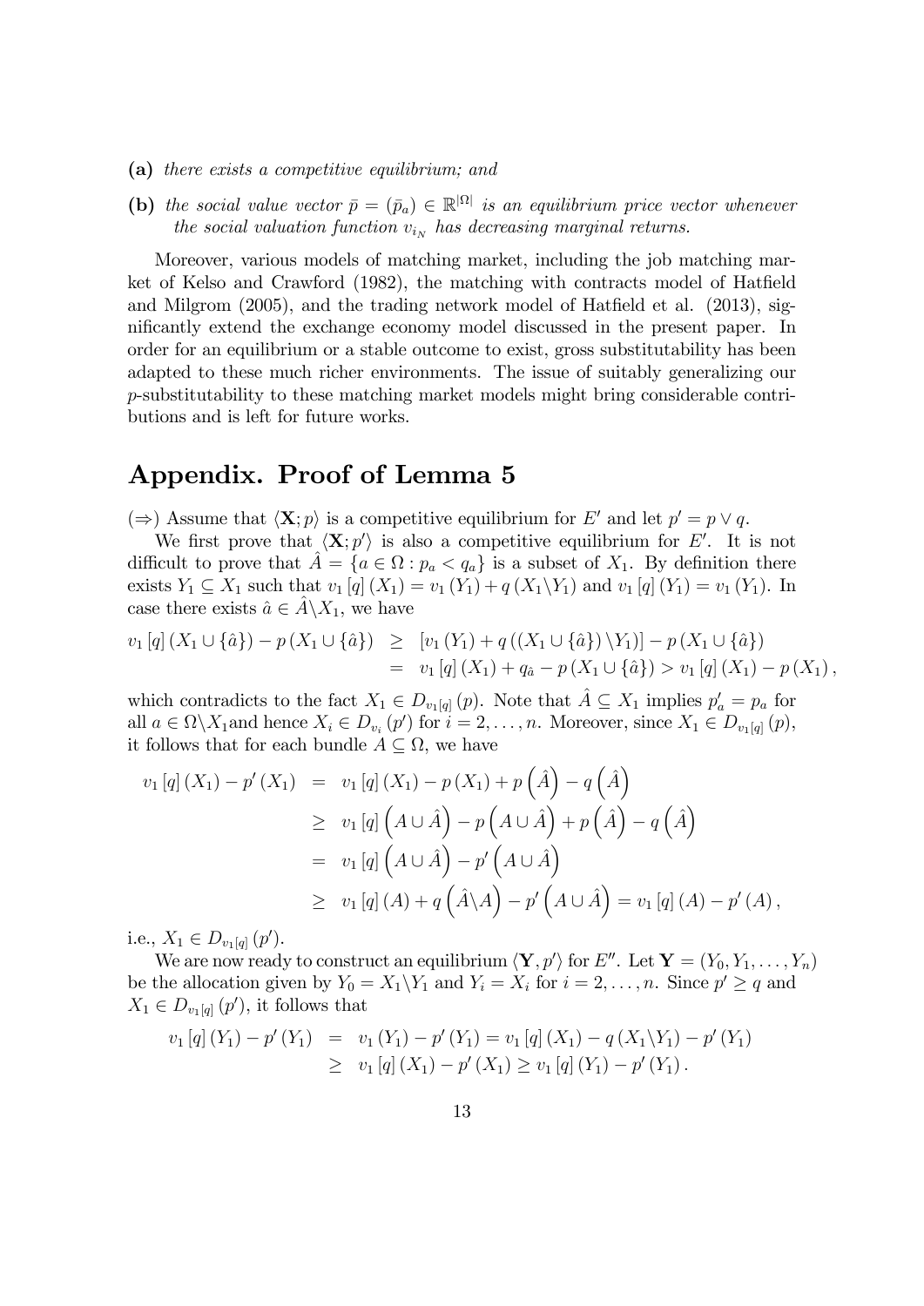**(a)** *there exists a competitive equilibrium; and*

**(b)** *the social value vector $\bar{p} = (\bar{p}_a) \in \mathbb{R}^{|\Omega|}$ is an equilibrium price vector whenever the social valuation function $v_{i_N}$ has decreasing marginal returns.*

Moreover, various models of matching market, including the job matching market of Kelso and Crawford (1982), the matching with contracts model of Hatfield and Milgrom (2005), and the trading network model of Hatfield et al. (2013), significantly extend the exchange economy model discussed in the present paper. In order for an equilibrium or a stable outcome to exist, gross substitutability has been adapted to these much richer environments. The issue of suitably generalizing our $p$-substitutability to these matching market models might bring considerable contributions and is left for future works.

## Appendix. Proof of Lemma 5

($\Rightarrow$) Assume that $\langle \mathbf{X}; p \rangle$ is a competitive equilibrium for $E'$ and let $p' = p \vee q$.

We first prove that $\langle \mathbf{X}; p' \rangle$ is also a competitive equilibrium for $E'$. It is not difficult to prove that $\hat{A} = \{a \in \Omega : p_a < q_a\}$ is a subset of $X_1$. By definition there exists $Y_1 \subseteq X_1$ such that $v_1[q](X_1) = v_1(Y_1) + q(X_1 \backslash Y_1)$ and $v_1[q](Y_1) = v_1(Y_1)$. In case there exists $\hat{a} \in \hat{A} \backslash X_1$, we have

$$
\begin{aligned}
v_1[q](X_1 \cup \{\hat{a}\}) - p(X_1 \cup \{\hat{a}\}) &\geq [v_1(Y_1) + q((X_1 \cup \{\hat{a}\}) \backslash Y_1)] - p(X_1 \cup \{\hat{a}\}) \\
&= v_1[q](X_1) + q_{\hat{a}} - p(X_1 \cup \{\hat{a}\}) > v_1[q](X_1) - p(X_1),
\end{aligned}
$$

which contradicts to the fact $X_1 \in D_{v_1[q]}(p)$. Note that $\hat{A} \subseteq X_1$ implies $p'_a = p_a$ for all $a \in \Omega \backslash X_1$and hence $X_i \in D_{v_i}(p')$ for $i = 2, \ldots, n$. Moreover, since $X_1 \in D_{v_1[q]}(p)$, it follows that for each bundle $A \subseteq \Omega$, we have

$$
\begin{aligned}
v_1[q](X_1) - p'(X_1) &= v_1[q](X_1) - p(X_1) + p(\hat{A}) - q(\hat{A}) \\
&\geq v_1[q](A \cup \hat{A}) - p(A \cup \hat{A}) + p(\hat{A}) - q(\hat{A}) \\
&= v_1[q](A \cup \hat{A}) - p'(A \cup \hat{A}) \\
&\geq v_1[q](A) + q(\hat{A} \backslash A) - p'(A \cup \hat{A}) = v_1[q](A) - p'(A),
\end{aligned}
$$

i.e., $X_1 \in D_{v_1[q]}(p')$.

We are now ready to construct an equilibrium $\langle \mathbf{Y}, p' \rangle$ for $E''$. Let $\mathbf{Y} = (Y_0, Y_1, \ldots, Y_n)$ be the allocation given by $Y_0 = X_1 \backslash Y_1$ and $Y_i = X_i$ for $i = 2, \ldots, n$. Since $p' \geq q$ and $X_1 \in D_{v_1[q]}(p')$, it follows that

$$
\begin{aligned}
v_1[q](Y_1) - p'(Y_1) &= v_1(Y_1) - p'(Y_1) = v_1[q](X_1) - q(X_1 \backslash Y_1) - p'(Y_1) \\
&\geq v_1[q](X_1) - p'(X_1) \geq v_1[q](Y_1) - p'(Y_1).
\end{aligned}
$$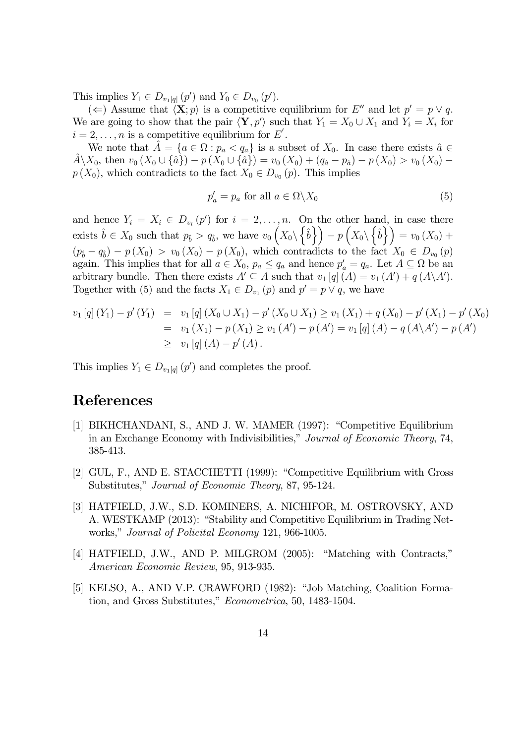This implies $Y_1 \in D_{v_1[q]}(p')$ and $Y_0 \in D_{v_0}(p')$.

($\Leftarrow$) Assume that $\langle \mathbf{X}; p \rangle$ is a competitive equilibrium for $E''$ and let $p' = p \vee q$. We are going to show that the pair $\langle \mathbf{Y}, p' \rangle$ such that $Y_1 = X_0 \cup X_1$ and $Y_i = X_i$ for $i = 2, \ldots, n$ is a competitive equilibrium for $E'$.

We note that $\hat{A} = \{a \in \Omega : p_a < q_a\}$ is a subset of $X_0$. In case there exists $\hat{a} \in \hat{A} \backslash X_0$, then $v_0(X_0 \cup \{\hat{a}\}) - p(X_0 \cup \{\hat{a}\}) = v_0(X_0) + (q_{\hat{a}} - p_{\hat{a}}) - p(X_0) > v_0(X_0) - p(X_0)$, which contradicts to the fact $X_0 \in D_{v_0}(p)$. This implies

$$p'_a = p_a \text{ for all } a \in \Omega \backslash X_0 \tag{5}$$

and hence $Y_i = X_i \in D_{v_i}(p')$ for $i = 2, \ldots, n$. On the other hand, in case there exists $\hat{b} \in X_0$ such that $p_{\hat{b}} > q_{\hat{b}}$, we have $v_0\left(X_0 \backslash \left\{\hat{b}\right\}\right) - p\left(X_0 \backslash \left\{\hat{b}\right\}\right) = v_0(X_0) + (p_{\hat{b}} - q_{\hat{b}}) - p(X_0) > v_0(X_0) - p(X_0)$, which contradicts to the fact $X_0 \in D_{v_0}(p)$ again. This implies that for all $a \in X_0$, $p_a \leq q_a$ and hence $p'_a = q_a$. Let $A \subseteq \Omega$ be an arbitrary bundle. Then there exists $A' \subseteq A$ such that $v_1[q](A) = v_1(A') + q(A \backslash A')$. Together with (5) and the facts $X_1 \in D_{v_1}(p)$ and $p' = p \vee q$, we have

$$\begin{aligned}
v_1[q](Y_1) - p'(Y_1) &= v_1[q](X_0 \cup X_1) - p'(X_0 \cup X_1) \geq v_1(X_1) + q(X_0) - p'(X_1) - p'(X_0) \\
&= v_1(X_1) - p(X_1) \geq v_1(A') - p(A') = v_1[q](A) - q(A \backslash A') - p(A') \\
&\geq v_1[q](A) - p'(A).
\end{aligned}$$

This implies $Y_1 \in D_{v_1[q]}(p')$ and completes the proof.

# References

[1] BIKHCHANDANI, S., AND J. W. MAMER (1997): "Competitive Equilibrium in an Exchange Economy with Indivisibilities," *Journal of Economic Theory*, 74, 385-413.

[2] GUL, F., AND E. STACCHETTI (1999): "Competitive Equilibrium with Gross Substitutes," *Journal of Economic Theory*, 87, 95-124.

[3] HATFIELD, J.W., S.D. KOMINERS, A. NICHIFOR, M. OSTROVSKY, AND A. WESTKAMP (2013): "Stability and Competitive Equilibrium in Trading Networks," *Journal of Policital Economy* 121, 966-1005.

[4] HATFIELD, J.W., AND P. MILGROM (2005): "Matching with Contracts," *American Economic Review*, 95, 913-935.

[5] KELSO, A., AND V.P. CRAWFORD (1982): "Job Matching, Coalition Formation, and Gross Substitutes," *Econometrica*, 50, 1483-1504.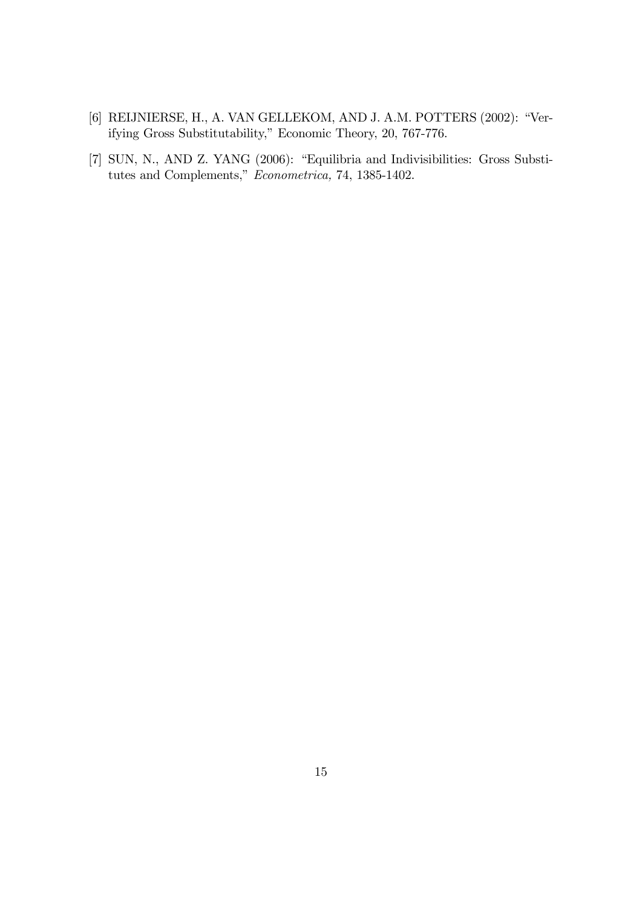[6] REIJNIERSE, H., A. VAN GELLEKOM, AND J. A.M. POTTERS (2002): "Verifying Gross Substitutability," Economic Theory, 20, 767-776.

[7] SUN, N., AND Z. YANG (2006): "Equilibria and Indivisibilities: Gross Substitutes and Complements," *Econometrica,* 74, 1385-1402.